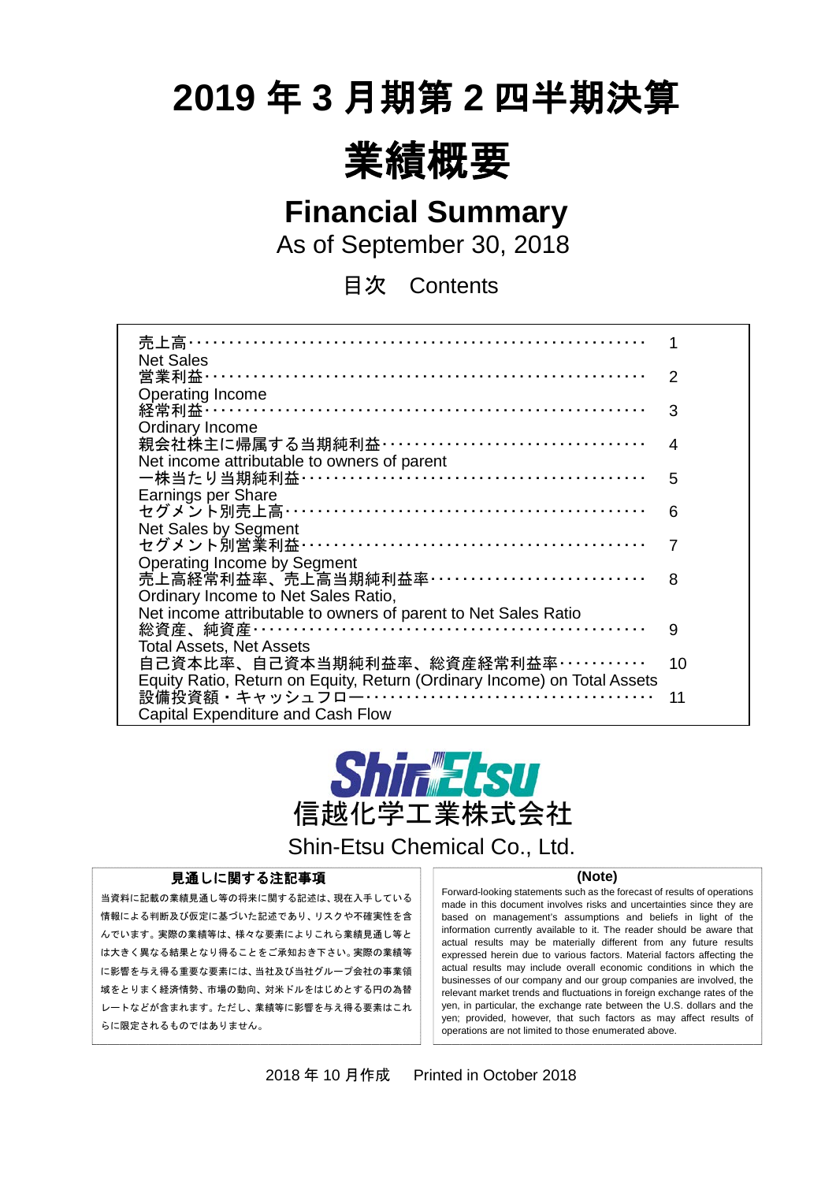# 2019 年 3 月期第 2 四半期決算

# 業績概要

## Financial Summary

As of September 30, 2018

### 目次　Contents

| | |
|---|---|
| 売上高<br>Net Sales | 1 |
| 営業利益<br>Operating Income | 2 |
| 経常利益<br>Ordinary Income | 3 |
| 親会社株主に帰属する当期純利益<br>Net income attributable to owners of parent | 4 |
| 一株当たり当期純利益<br>Earnings per Share | 5 |
| セグメント別売上高<br>Net Sales by Segment | 6 |
| セグメント別営業利益<br>Operating Income by Segment | 7 |
| 売上高経常利益率、売上高当期純利益率<br>Ordinary Income to Net Sales Ratio,<br>Net income attributable to owners of parent to Net Sales Ratio | 8 |
| 総資産、純資産<br>Total Assets, Net Assets | 9 |
| 自己資本比率、自己資本当期純利益率、総資産経常利益率<br>Equity Ratio, Return on Equity, Return (Ordinary Income) on Total Assets | 10 |
| 設備投資額・キャッシュフロー<br>Capital Expenditure and Cash Flow | 11 |

Shin-Etsu
信越化学工業株式会社
Shin-Etsu Chemical Co., Ltd.

**見通しに関する注記事項**

当資料に記載の業績見通し等の将来に関する記述は、現在入手している情報による判断及び仮定に基づいた記述であり、リスクや不確実性を含んでいます。実際の業績等は、様々な要素によりこれら業績見通し等とは大きく異なる結果となり得ることをご承知おき下さい。実際の業績等に影響を与え得る重要な要素には、当社及び当社グループ会社の事業領域をとりまく経済情勢、市場の動向、対米ドルをはじめとする円の為替レートなどが含まれます。ただし、業績等に影響を与え得る要素はこれらに限定されるものではありません。

**(Note)**

Forward-looking statements such as the forecast of results of operations made in this document involves risks and uncertainties since they are based on management's assumptions and beliefs in light of the information currently available to it. The reader should be aware that actual results may be materially different from any future results expressed herein due to various factors. Material factors affecting the actual results may include overall economic conditions in which the businesses of our company and our group companies are involved, the relevant market trends and fluctuations in foreign exchange rates of the yen, in particular, the exchange rate between the U.S. dollars and the yen; provided, however, that such factors as may affect results of operations are not limited to those enumerated above.

2018 年 10 月作成　 Printed in October 2018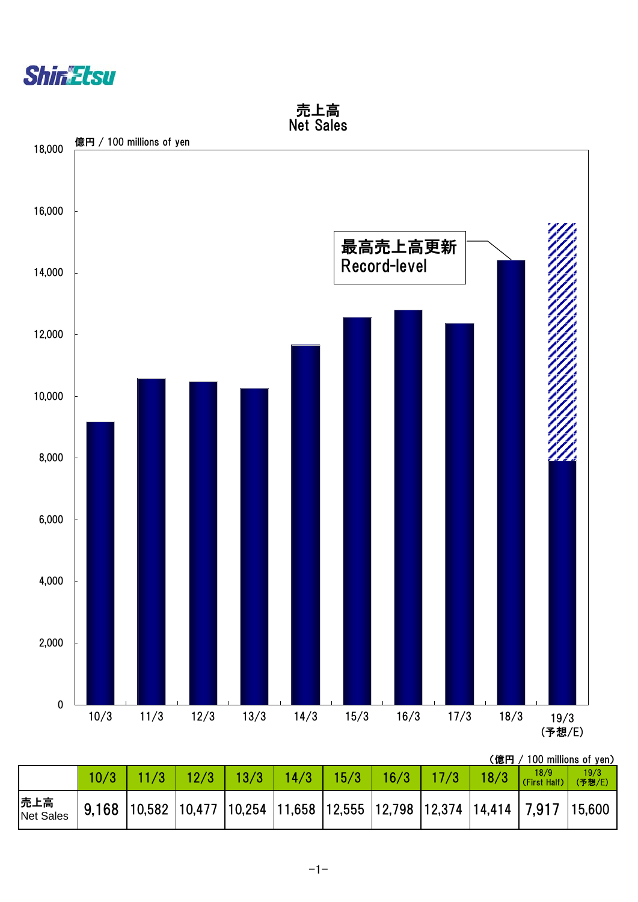# 売上高
## Net Sales

億円 / 100 millions of yen

最高売上高更新
Record-level

(億円 / 100 millions of yen)

| | 10/3 | 11/3 | 12/3 | 13/3 | 14/3 | 15/3 | 16/3 | 17/3 | 18/3 | 18/9 (First Half) | 19/3 (予想/E) |
|---|---|---|---|---|---|---|---|---|---|---|---|
| 売上高 Net Sales | 9,168 | 10,582 | 10,477 | 10,254 | 11,658 | 12,555 | 12,798 | 12,374 | 14,414 | 7,917 | 15,600 |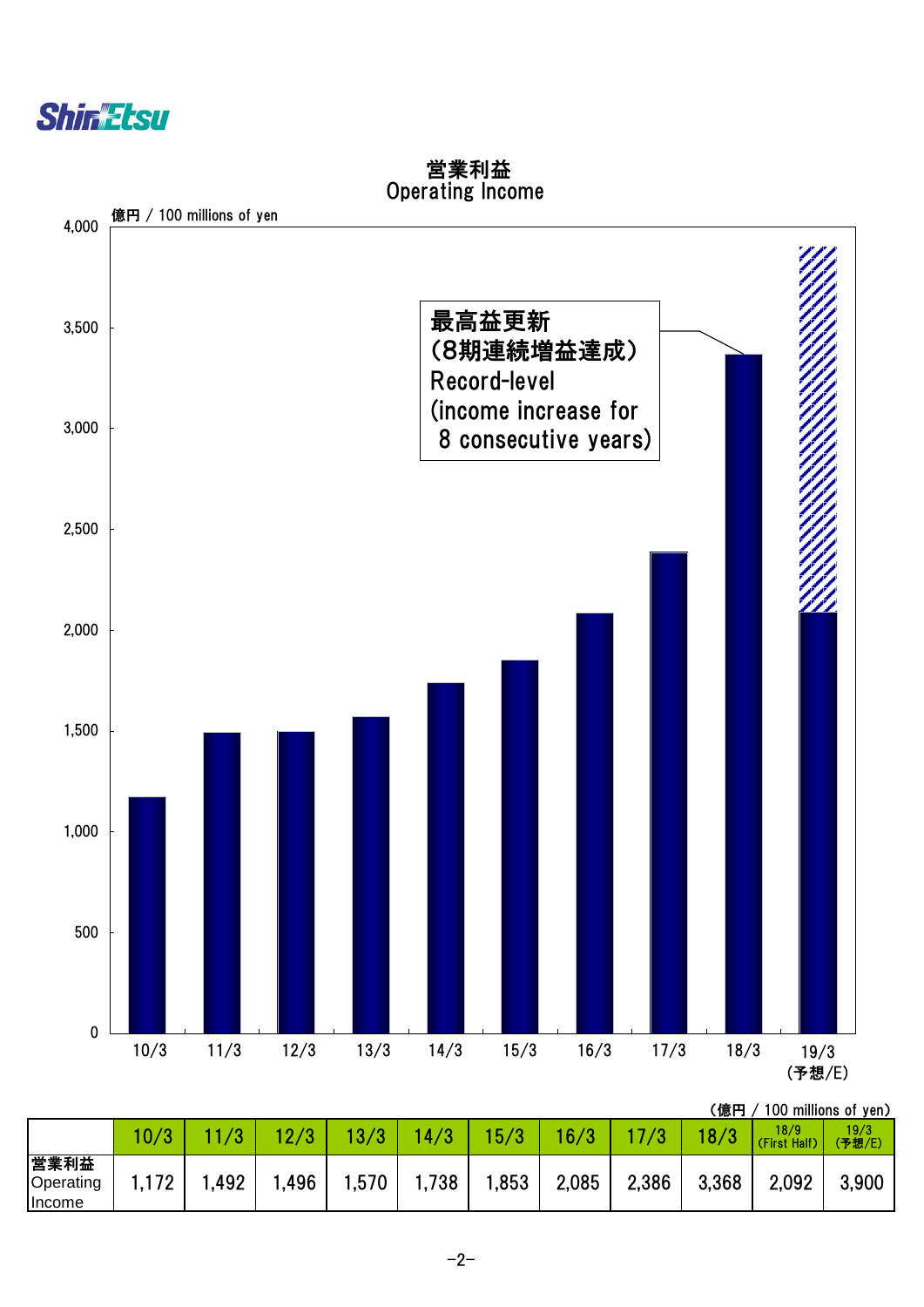# 営業利益
# Operating Income

億円 / 100 millions of yen

最高益更新
（8期連続増益達成）
Record-level
(income increase for
 8 consecutive years)

（億円 / 100 millions of yen）

| | 10/3 | 11/3 | 12/3 | 13/3 | 14/3 | 15/3 | 16/3 | 17/3 | 18/3 | 18/9 (First Half) | 19/3 (予想/E) |
|---|---|---|---|---|---|---|---|---|---|---|---|
| 営業利益 Operating Income | 1,172 | 1,492 | 1,496 | 1,570 | 1,738 | 1,853 | 2,085 | 2,386 | 3,368 | 2,092 | 3,900 |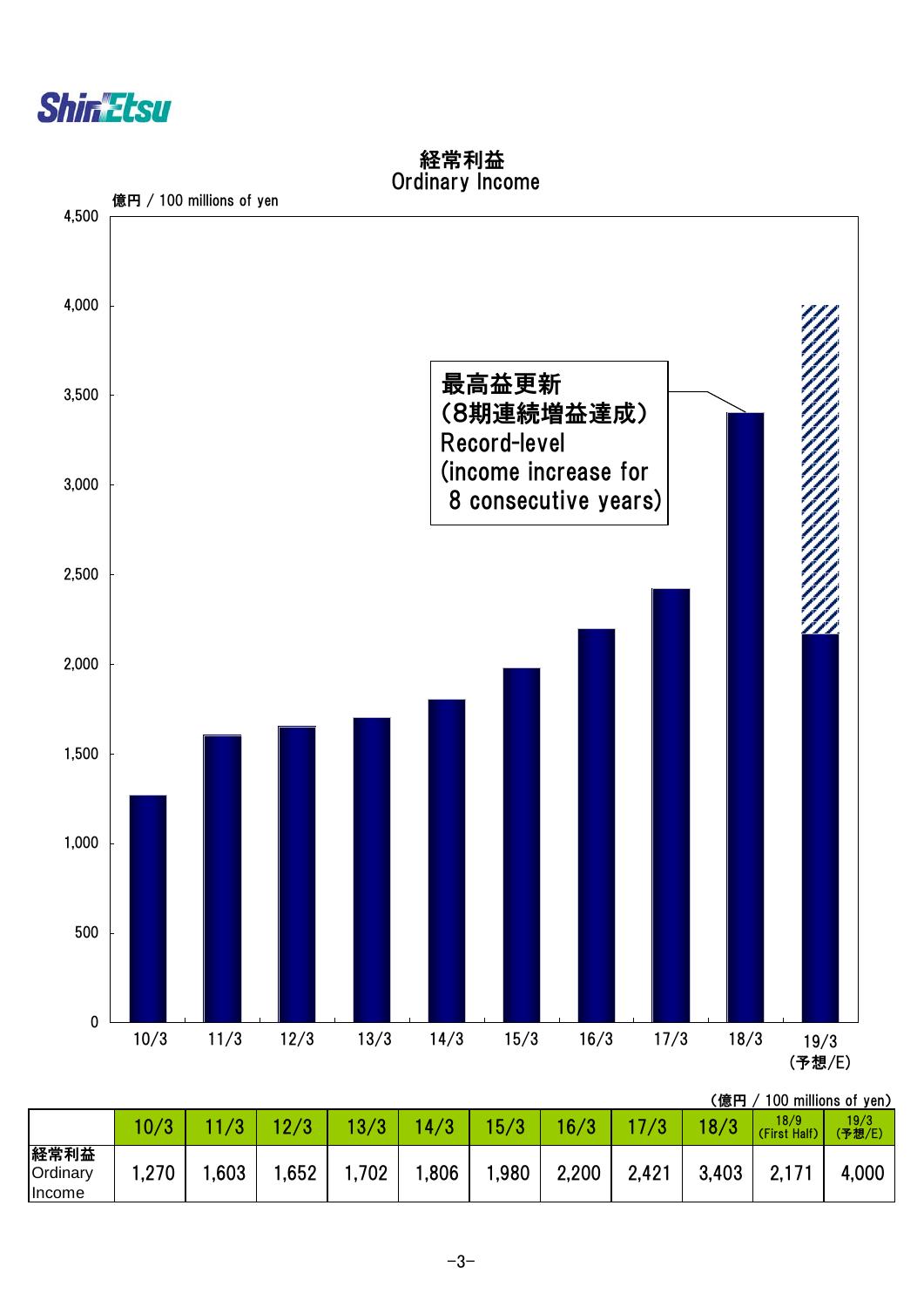# 経常利益
# Ordinary Income

億円 / 100 millions of yen

最高益更新
(8期連続増益達成)
Record-level
(income increase for
8 consecutive years)

(億円 / 100 millions of yen)

| | 10/3 | 11/3 | 12/3 | 13/3 | 14/3 | 15/3 | 16/3 | 17/3 | 18/3 | 18/9 (First Half) | 19/3 (予想/E) |
|---|---|---|---|---|---|---|---|---|---|---|---|
| 経常利益 Ordinary Income | 1,270 | 1,603 | 1,652 | 1,702 | 1,806 | 1,980 | 2,200 | 2,421 | 3,403 | 2,171 | 4,000 |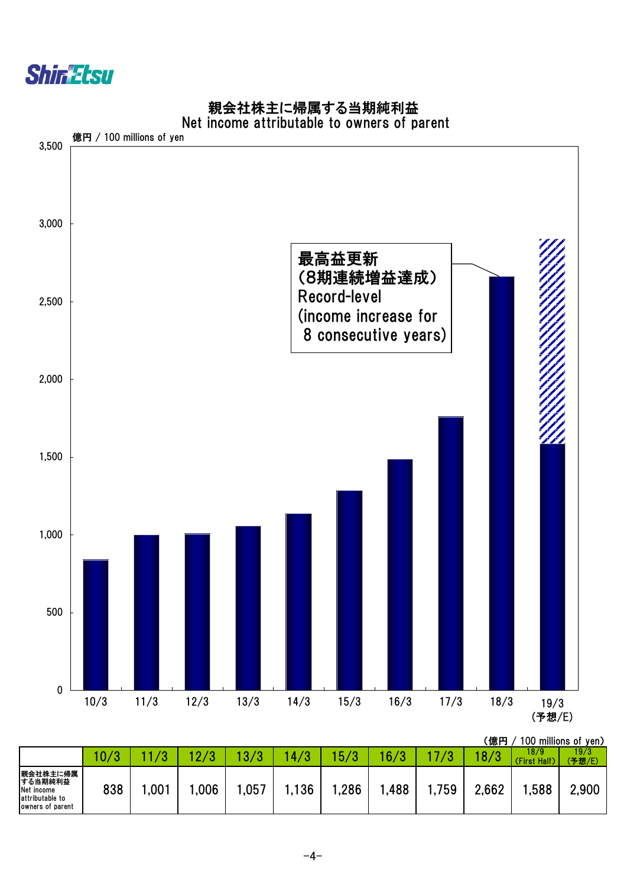## 親会社株主に帰属する当期純利益
## Net income attributable to owners of parent

億円 / 100 millions of yen

最高益更新
（8期連続増益達成）
Record-level
(income increase for
8 consecutive years)

（億円 / 100 millions of yen）

| | 10/3 | 11/3 | 12/3 | 13/3 | 14/3 | 15/3 | 16/3 | 17/3 | 18/3 | 18/9 (First Half) | 19/3 (予想/E) |
|---|---|---|---|---|---|---|---|---|---|---|---|
| 親会社株主に帰属する当期純利益 Net income attributable to owners of parent | 838 | 1,001 | 1,006 | 1,057 | 1,136 | 1,286 | 1,488 | 1,759 | 2,662 | 1,588 | 2,900 |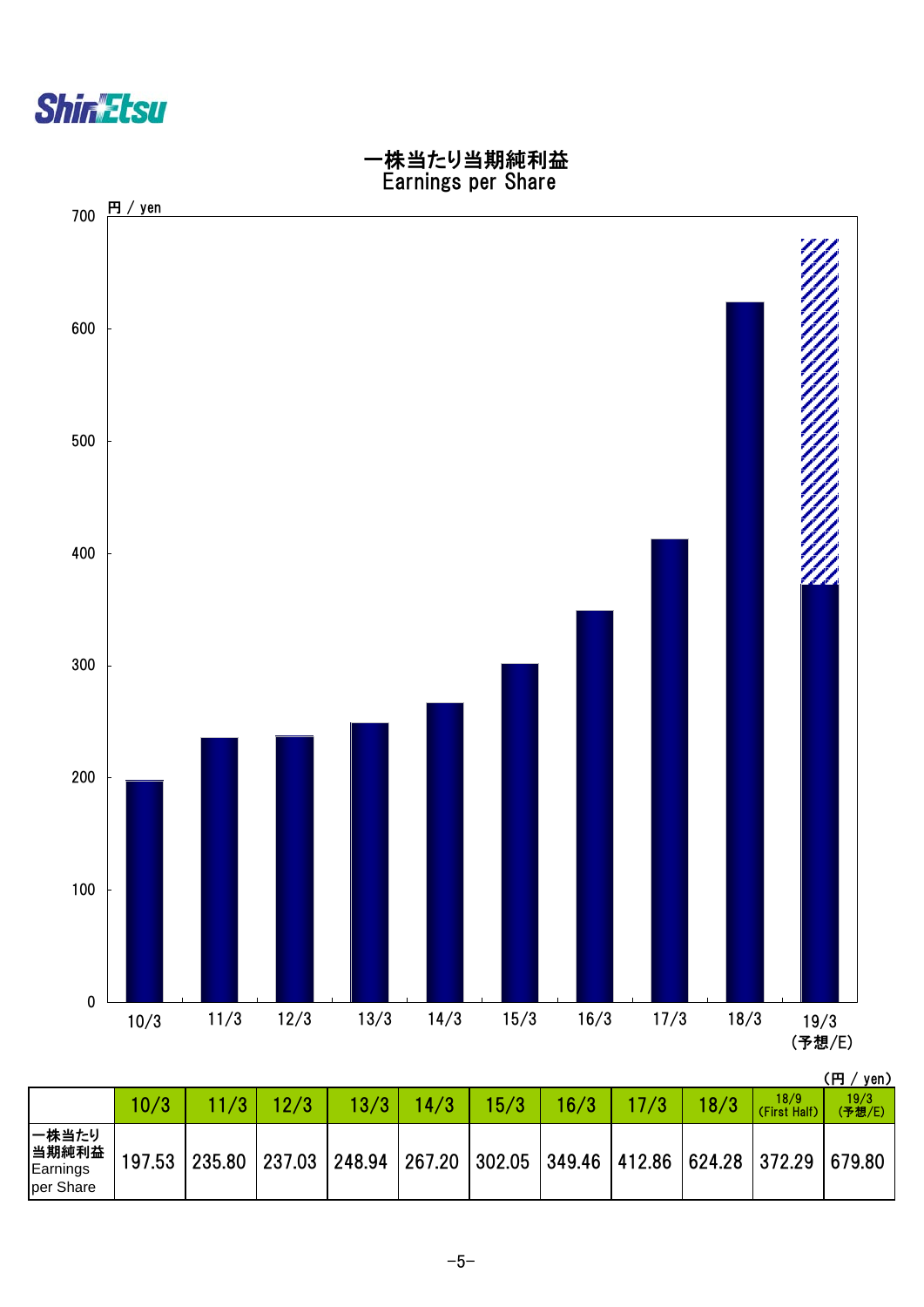## 一株当たり当期純利益
## Earnings per Share

円 / yen

| | 10/3 | 11/3 | 12/3 | 13/3 | 14/3 | 15/3 | 16/3 | 17/3 | 18/3 |
|---|---|---|---|---|---|---|---|---|---|
| EPS | 197.53 | 235.80 | 237.03 | 248.94 | 267.20 | 302.05 | 349.46 | 412.86 | 624.28 |

19/3（予想/E）: 372.29 (First Half, 18/9) / 679.80 (Forecast)

（円 / yen）

| | 10/3 | 11/3 | 12/3 | 13/3 | 14/3 | 15/3 | 16/3 | 17/3 | 18/3 | 18/9 (First Half) | 19/3 (予想/E) |
|---|---|---|---|---|---|---|---|---|---|---|---|
| 一株当たり当期純利益 Earnings per Share | 197.53 | 235.80 | 237.03 | 248.94 | 267.20 | 302.05 | 349.46 | 412.86 | 624.28 | 372.29 | 679.80 |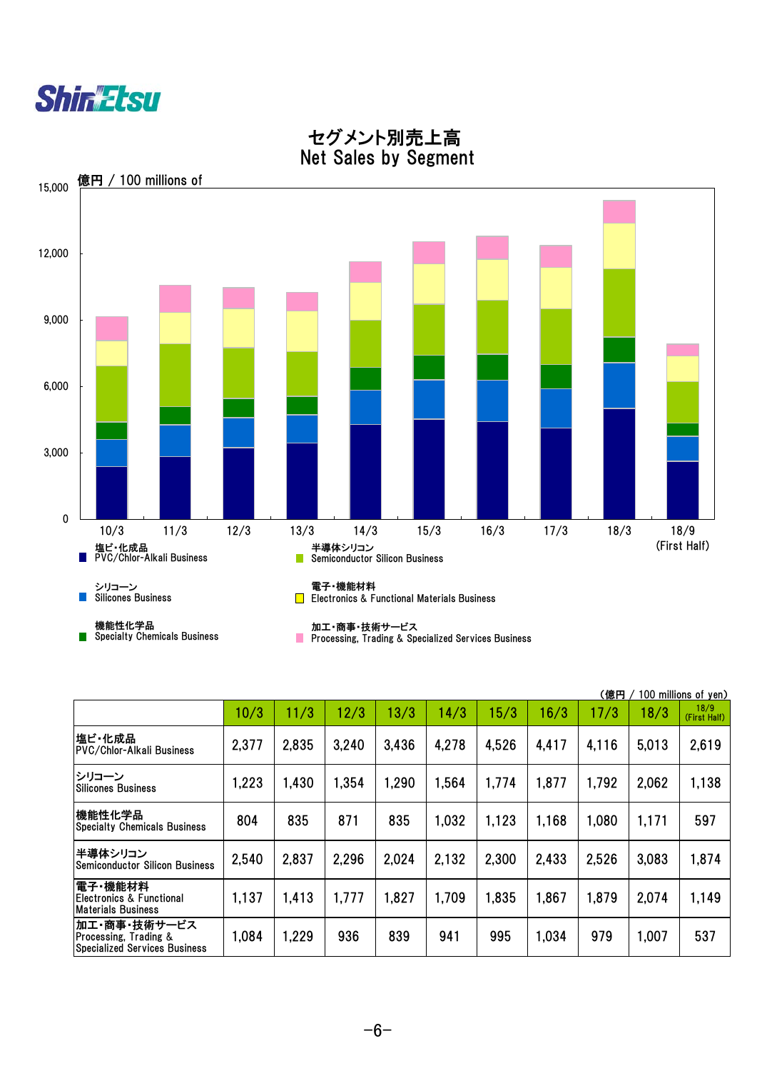# セグメント別売上高
# Net Sales by Segment

億円 / 100 millions of yen

塩ビ・化成品 PVC/Chlor-Alkali Business
シリコーン Silicones Business
機能性化学品 Specialty Chemicals Business
半導体シリコン Semiconductor Silicon Business
電子・機能材料 Electronics & Functional Materials Business
加工・商事・技術サービス Processing, Trading & Specialized Services Business

（億円 / 100 millions of yen）

| | 10/3 | 11/3 | 12/3 | 13/3 | 14/3 | 15/3 | 16/3 | 17/3 | 18/3 | 18/9 (First Half) |
|---|---|---|---|---|---|---|---|---|---|---|
| 塩ビ・化成品 PVC/Chlor-Alkali Business | 2,377 | 2,835 | 3,240 | 3,436 | 4,278 | 4,526 | 4,417 | 4,116 | 5,013 | 2,619 |
| シリコーン Silicones Business | 1,223 | 1,430 | 1,354 | 1,290 | 1,564 | 1,774 | 1,877 | 1,792 | 2,062 | 1,138 |
| 機能性化学品 Specialty Chemicals Business | 804 | 835 | 871 | 835 | 1,032 | 1,123 | 1,168 | 1,080 | 1,171 | 597 |
| 半導体シリコン Semiconductor Silicon Business | 2,540 | 2,837 | 2,296 | 2,024 | 2,132 | 2,300 | 2,433 | 2,526 | 3,083 | 1,874 |
| 電子・機能材料 Electronics & Functional Materials Business | 1,137 | 1,413 | 1,777 | 1,827 | 1,709 | 1,835 | 1,867 | 1,879 | 2,074 | 1,149 |
| 加工・商事・技術サービス Processing, Trading & Specialized Services Business | 1,084 | 1,229 | 936 | 839 | 941 | 995 | 1,034 | 979 | 1,007 | 537 |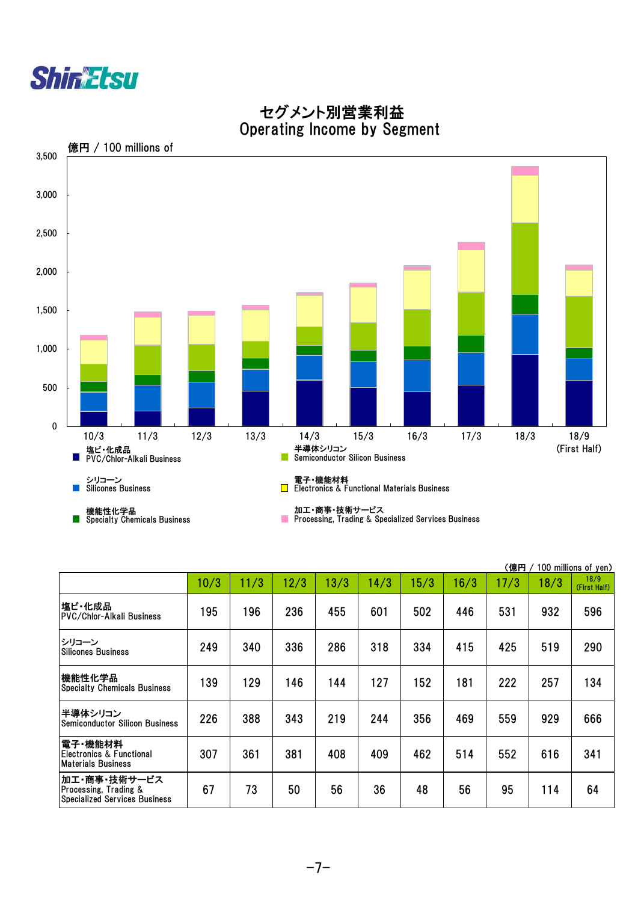# セグメント別営業利益
# Operating Income by Segment

億円 / 100 millions of

| 3,500 |
|---|

10/3, 11/3, 12/3, 13/3, 14/3, 15/3, 16/3, 17/3, 18/3, 18/9 (First Half)

- 塩ビ・化成品 PVC/Chlor-Alkali Business
- シリコーン Silicones Business
- 機能性化学品 Specialty Chemicals Business
- 半導体シリコン Semiconductor Silicon Business
- 電子・機能材料 Electronics & Functional Materials Business
- 加工・商事・技術サービス Processing, Trading & Specialized Services Business

(億円 / 100 millions of yen)

| | 10/3 | 11/3 | 12/3 | 13/3 | 14/3 | 15/3 | 16/3 | 17/3 | 18/3 | 18/9 (First Half) |
|---|---|---|---|---|---|---|---|---|---|---|
| 塩ビ・化成品 PVC/Chlor-Alkali Business | 195 | 196 | 236 | 455 | 601 | 502 | 446 | 531 | 932 | 596 |
| シリコーン Silicones Business | 249 | 340 | 336 | 286 | 318 | 334 | 415 | 425 | 519 | 290 |
| 機能性化学品 Specialty Chemicals Business | 139 | 129 | 146 | 144 | 127 | 152 | 181 | 222 | 257 | 134 |
| 半導体シリコン Semiconductor Silicon Business | 226 | 388 | 343 | 219 | 244 | 356 | 469 | 559 | 929 | 666 |
| 電子・機能材料 Electronics & Functional Materials Business | 307 | 361 | 381 | 408 | 409 | 462 | 514 | 552 | 616 | 341 |
| 加工・商事・技術サービス Processing, Trading & Specialized Services Business | 67 | 73 | 50 | 56 | 36 | 48 | 56 | 95 | 114 | 64 |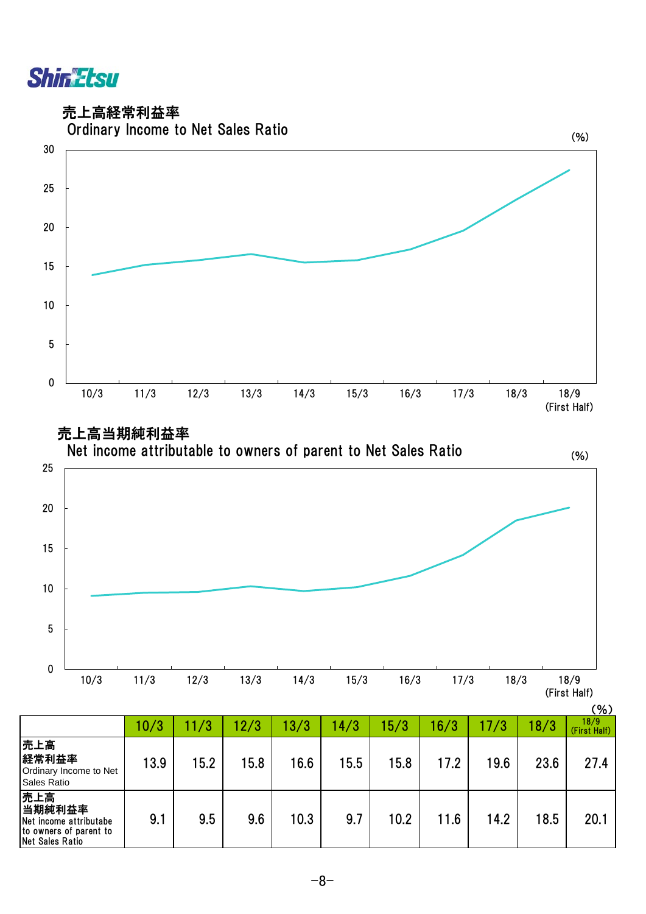## 売上高経常利益率
## Ordinary Income to Net Sales Ratio

(%)

## 売上高当期純利益率
## Net income attributable to owners of parent to Net Sales Ratio

(%)

(%)

| | 10/3 | 11/3 | 12/3 | 13/3 | 14/3 | 15/3 | 16/3 | 17/3 | 18/3 | 18/9 (First Half) |
|---|---|---|---|---|---|---|---|---|---|---|
| 売上高経常利益率 Ordinary Income to Net Sales Ratio | 13.9 | 15.2 | 15.8 | 16.6 | 15.5 | 15.8 | 17.2 | 19.6 | 23.6 | 27.4 |
| 売上高当期純利益率 Net income attributabe to owners of parent to Net Sales Ratio | 9.1 | 9.5 | 9.6 | 10.3 | 9.7 | 10.2 | 11.6 | 14.2 | 18.5 | 20.1 |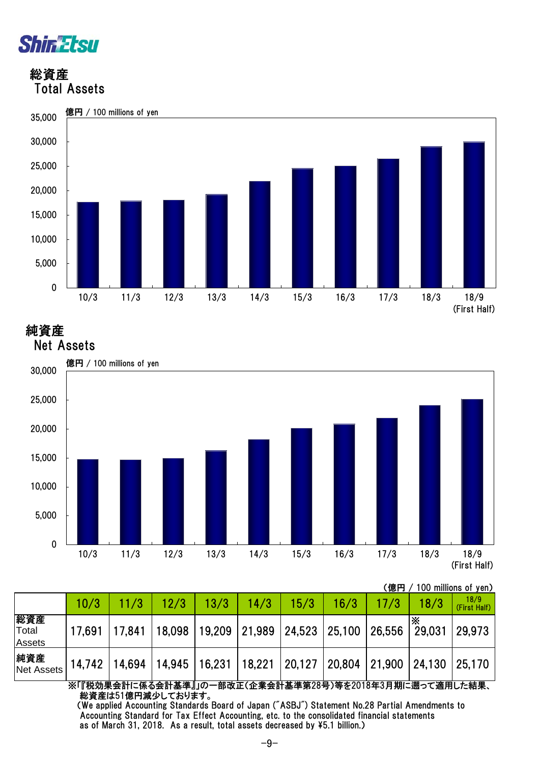## 総資産
## Total Assets

億円 / 100 millions of yen

## 純資産
## Net Assets

億円 / 100 millions of yen

（億円 / 100 millions of yen）

| | 10/3 | 11/3 | 12/3 | 13/3 | 14/3 | 15/3 | 16/3 | 17/3 | 18/3 | 18/9 (First Half) |
|---|---|---|---|---|---|---|---|---|---|---|
| 総資産 Total Assets | 17,691 | 17,841 | 18,098 | 19,209 | 21,989 | 24,523 | 25,100 | 26,556 | ※ 29,031 | 29,973 |
| 純資産 Net Assets | 14,742 | 14,694 | 14,945 | 16,231 | 18,221 | 20,127 | 20,804 | 21,900 | 24,130 | 25,170 |

※「『税効果会計に係る会計基準』」の一部改正（企業会計基準第28号）等を2018年3月期に遡って適用した結果、総資産は51億円減少しております。
(We applied Accounting Standards Board of Japan ("ASBJ") Statement No.28 Partial Amendments to Accounting Standard for Tax Effect Accounting, etc. to the consolidated financial statements as of March 31, 2018. As a result, total assets decreased by ¥5.1 billion.)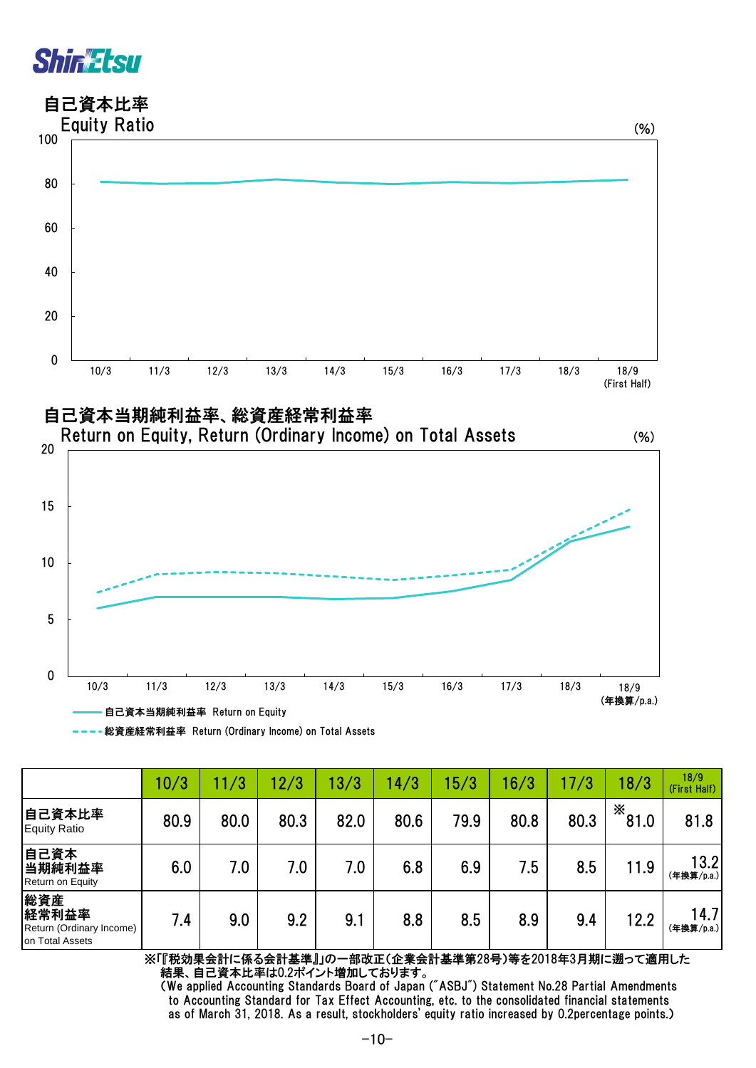## 自己資本比率
## Equity Ratio

(%)

## 自己資本当期純利益率、総資産経常利益率
## Return on Equity, Return (Ordinary Income) on Total Assets

(%)

自己資本当期純利益率 Return on Equity

総資産経常利益率 Return (Ordinary Income) on Total Assets

| | 10/3 | 11/3 | 12/3 | 13/3 | 14/3 | 15/3 | 16/3 | 17/3 | 18/3 | 18/9 (First Half) |
|---|---|---|---|---|---|---|---|---|---|---|
| 自己資本比率 Equity Ratio | 80.9 | 80.0 | 80.3 | 82.0 | 80.6 | 79.9 | 80.8 | 80.3 | ※81.0 | 81.8 |
| 自己資本当期純利益率 Return on Equity | 6.0 | 7.0 | 7.0 | 7.0 | 6.8 | 6.9 | 7.5 | 8.5 | 11.9 | 13.2 (年換算/p.a.) |
| 総資産経常利益率 Return (Ordinary Income) on Total Assets | 7.4 | 9.0 | 9.2 | 9.1 | 8.8 | 8.5 | 8.9 | 9.4 | 12.2 | 14.7 (年換算/p.a.) |

※「『税効果会計に係る会計基準』の一部改正（企業会計基準第28号）等を2018年3月期に遡って適用した結果、自己資本比率は0.2ポイント増加しております。

(We applied Accounting Standards Board of Japan ("ASBJ") Statement No.28 Partial Amendments to Accounting Standard for Tax Effect Accounting, etc. to the consolidated financial statements as of March 31, 2018. As a result, stockholders' equity ratio increased by 0.2percentage points.)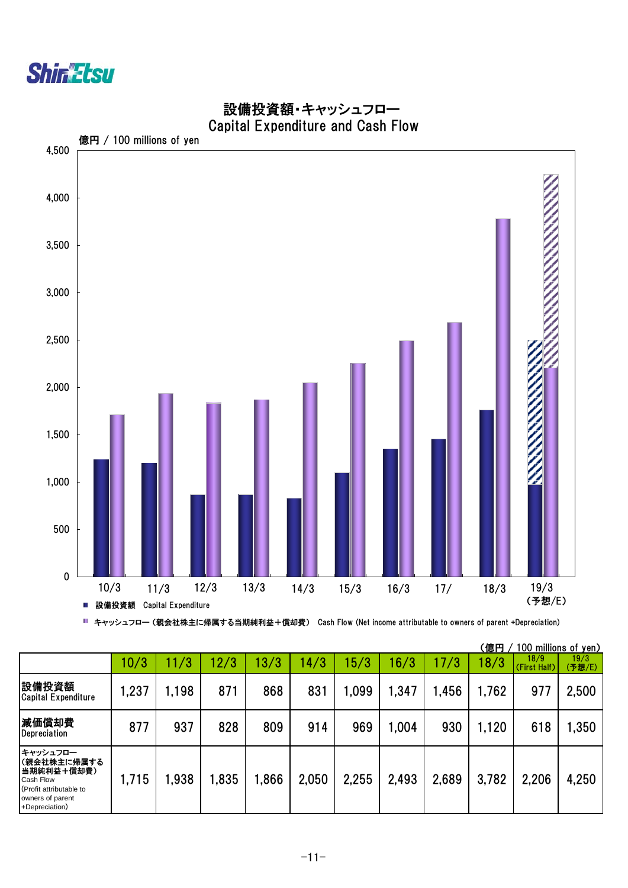# 設備投資額・キャッシュフロー
## Capital Expenditure and Cash Flow

億円 / 100 millions of yen

4,500
4,000
3,500
3,000
2,500
2,000
1,500
1,000
500
0

10/3　11/3　12/3　13/3　14/3　15/3　16/3　17/　18/3　19/3 (予想/E)

■ 設備投資額　Capital Expenditure

■ キャッシュフロー（親会社株主に帰属する当期純利益＋償却費）　Cash Flow (Net income attributable to owners of parent +Depreciation)

（億円 / 100 millions of yen）

| | 10/3 | 11/3 | 12/3 | 13/3 | 14/3 | 15/3 | 16/3 | 17/3 | 18/3 | 18/9 (First Half) | 19/3 (予想/E) |
|---|---|---|---|---|---|---|---|---|---|---|---|
| 設備投資額 Capital Expenditure | 1,237 | 1,198 | 871 | 868 | 831 | 1,099 | 1,347 | 1,456 | 1,762 | 977 | 2,500 |
| 減価償却費 Depreciation | 877 | 937 | 828 | 809 | 914 | 969 | 1,004 | 930 | 1,120 | 618 | 1,350 |
| キャッシュフロー（親会社株主に帰属する当期純利益＋償却費） Cash Flow (Profit attributable to owners of parent +Depreciation) | 1,715 | 1,938 | 1,835 | 1,866 | 2,050 | 2,255 | 2,493 | 2,689 | 3,782 | 2,206 | 4,250 |